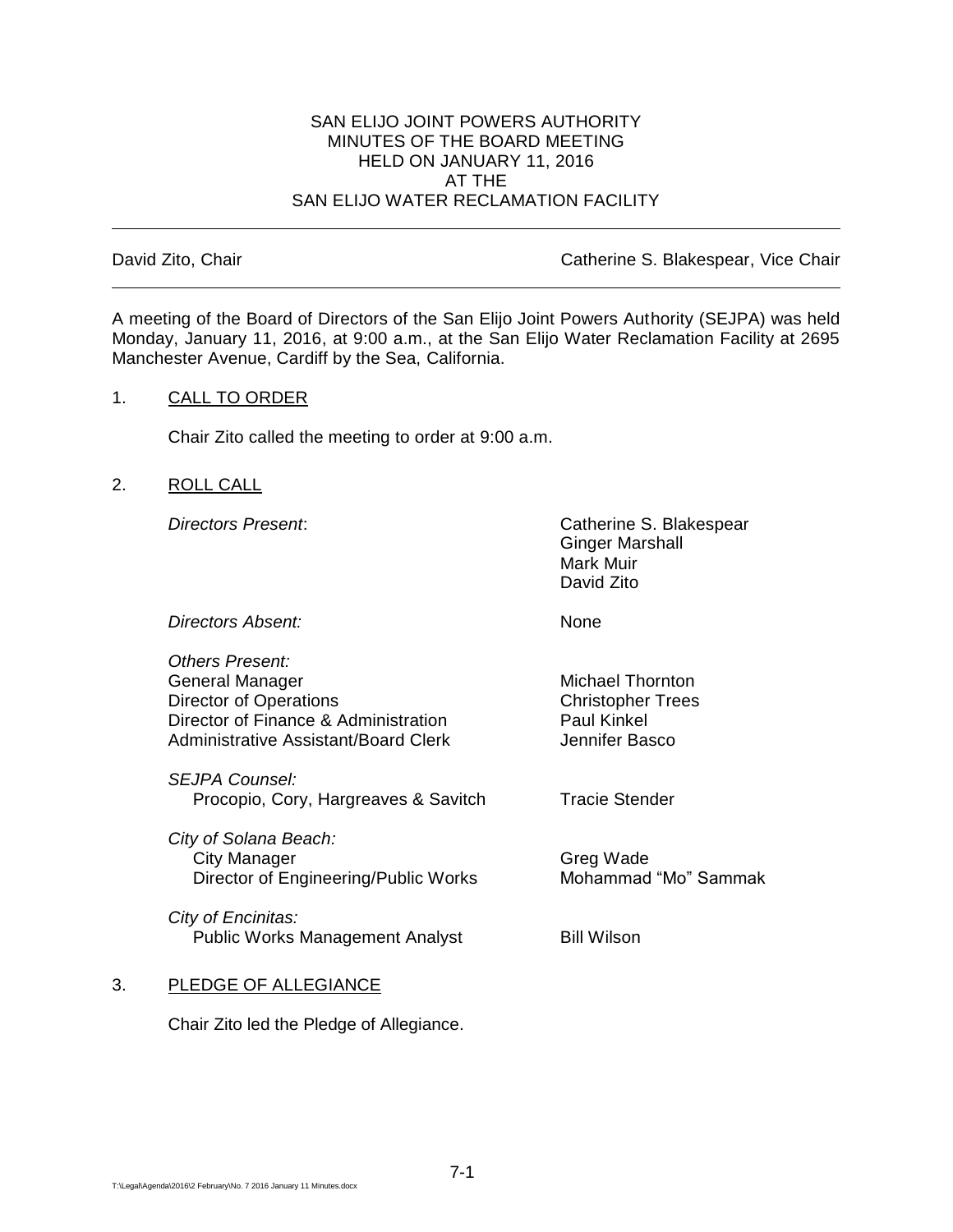# SAN ELIJO JOINT POWERS AUTHORITY
## MINUTES OF THE BOARD MEETING
## HELD ON JANUARY 11, 2016
## AT THE
## SAN ELIJO WATER RECLAMATION FACILITY

---

David Zito, Chair — Catherine S. Blakespear, Vice Chair

---

A meeting of the Board of Directors of the San Elijo Joint Powers Authority (SEJPA) was held Monday, January 11, 2016, at 9:00 a.m., at the San Elijo Water Reclamation Facility at 2695 Manchester Avenue, Cardiff by the Sea, California.

1. CALL TO ORDER

   Chair Zito called the meeting to order at 9:00 a.m.

2. ROLL CALL

| | |
|---|---|
| *Directors Present*: | Catherine S. Blakespear<br>Ginger Marshall<br>Mark Muir<br>David Zito |
| *Directors Absent:* | None |
| *Others Present:* | |
| General Manager | Michael Thornton |
| Director of Operations | Christopher Trees |
| Director of Finance & Administration | Paul Kinkel |
| Administrative Assistant/Board Clerk | Jennifer Basco |
| *SEJPA Counsel:* | |
| Procopio, Cory, Hargreaves & Savitch | Tracie Stender |
| *City of Solana Beach:* | |
| City Manager | Greg Wade |
| Director of Engineering/Public Works | Mohammad "Mo" Sammak |
| *City of Encinitas:* | |
| Public Works Management Analyst | Bill Wilson |

3. PLEDGE OF ALLEGIANCE

   Chair Zito led the Pledge of Allegiance.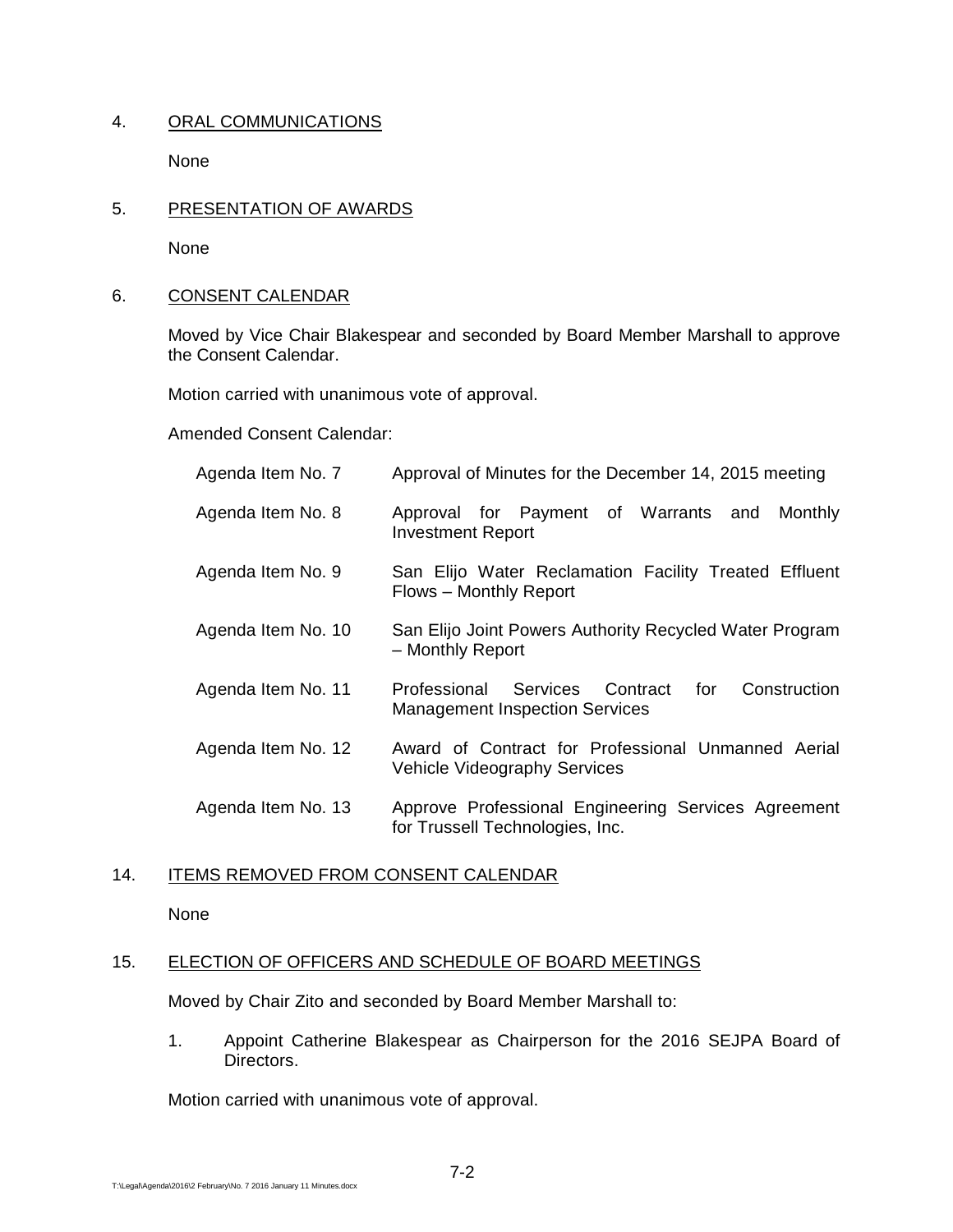4. ORAL COMMUNICATIONS

None

5. PRESENTATION OF AWARDS

None

6. CONSENT CALENDAR

Moved by Vice Chair Blakespear and seconded by Board Member Marshall to approve the Consent Calendar.

Motion carried with unanimous vote of approval.

Amended Consent Calendar:

| | |
|---|---|
| Agenda Item No. 7 | Approval of Minutes for the December 14, 2015 meeting |
| Agenda Item No. 8 | Approval for Payment of Warrants and Monthly Investment Report |
| Agenda Item No. 9 | San Elijo Water Reclamation Facility Treated Effluent Flows – Monthly Report |
| Agenda Item No. 10 | San Elijo Joint Powers Authority Recycled Water Program – Monthly Report |
| Agenda Item No. 11 | Professional Services Contract for Construction Management Inspection Services |
| Agenda Item No. 12 | Award of Contract for Professional Unmanned Aerial Vehicle Videography Services |
| Agenda Item No. 13 | Approve Professional Engineering Services Agreement for Trussell Technologies, Inc. |

14. ITEMS REMOVED FROM CONSENT CALENDAR

None

15. ELECTION OF OFFICERS AND SCHEDULE OF BOARD MEETINGS

Moved by Chair Zito and seconded by Board Member Marshall to:

1. Appoint Catherine Blakespear as Chairperson for the 2016 SEJPA Board of Directors.

Motion carried with unanimous vote of approval.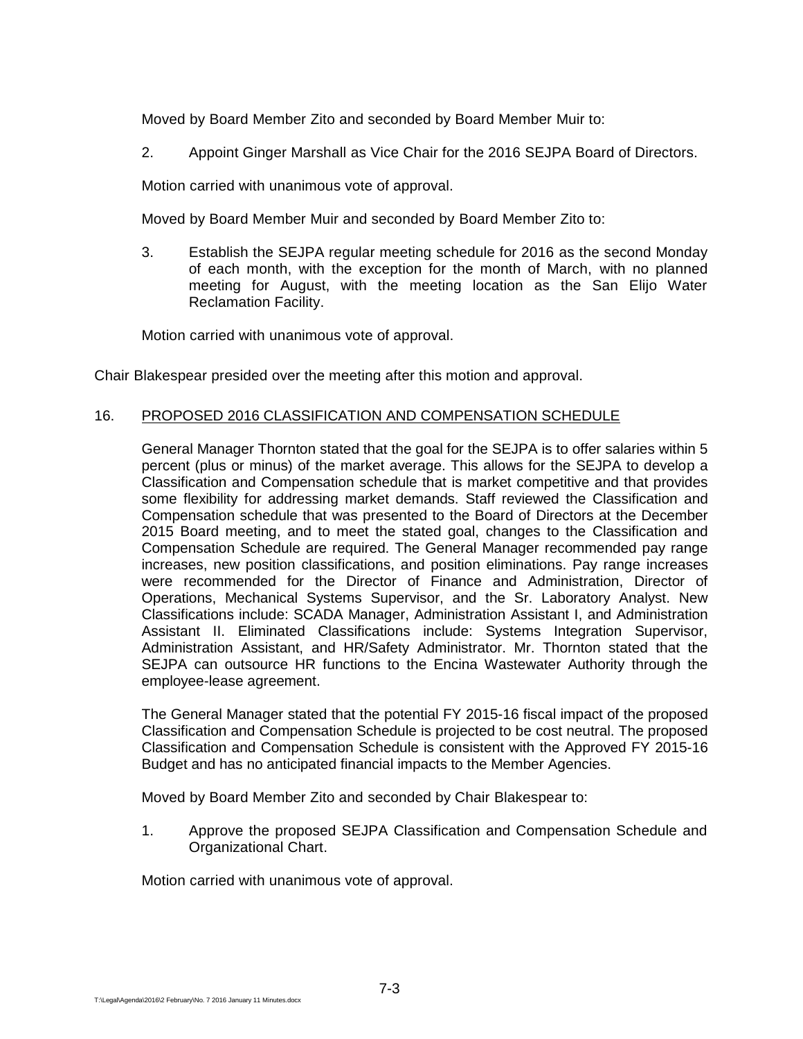Moved by Board Member Zito and seconded by Board Member Muir to:

2. Appoint Ginger Marshall as Vice Chair for the 2016 SEJPA Board of Directors.

Motion carried with unanimous vote of approval.

Moved by Board Member Muir and seconded by Board Member Zito to:

3. Establish the SEJPA regular meeting schedule for 2016 as the second Monday of each month, with the exception for the month of March, with no planned meeting for August, with the meeting location as the San Elijo Water Reclamation Facility.

Motion carried with unanimous vote of approval.

Chair Blakespear presided over the meeting after this motion and approval.

16. PROPOSED 2016 CLASSIFICATION AND COMPENSATION SCHEDULE

General Manager Thornton stated that the goal for the SEJPA is to offer salaries within 5 percent (plus or minus) of the market average. This allows for the SEJPA to develop a Classification and Compensation schedule that is market competitive and that provides some flexibility for addressing market demands. Staff reviewed the Classification and Compensation schedule that was presented to the Board of Directors at the December 2015 Board meeting, and to meet the stated goal, changes to the Classification and Compensation Schedule are required. The General Manager recommended pay range increases, new position classifications, and position eliminations. Pay range increases were recommended for the Director of Finance and Administration, Director of Operations, Mechanical Systems Supervisor, and the Sr. Laboratory Analyst. New Classifications include: SCADA Manager, Administration Assistant I, and Administration Assistant II. Eliminated Classifications include: Systems Integration Supervisor, Administration Assistant, and HR/Safety Administrator. Mr. Thornton stated that the SEJPA can outsource HR functions to the Encina Wastewater Authority through the employee-lease agreement.

The General Manager stated that the potential FY 2015-16 fiscal impact of the proposed Classification and Compensation Schedule is projected to be cost neutral. The proposed Classification and Compensation Schedule is consistent with the Approved FY 2015-16 Budget and has no anticipated financial impacts to the Member Agencies.

Moved by Board Member Zito and seconded by Chair Blakespear to:

1. Approve the proposed SEJPA Classification and Compensation Schedule and Organizational Chart.

Motion carried with unanimous vote of approval.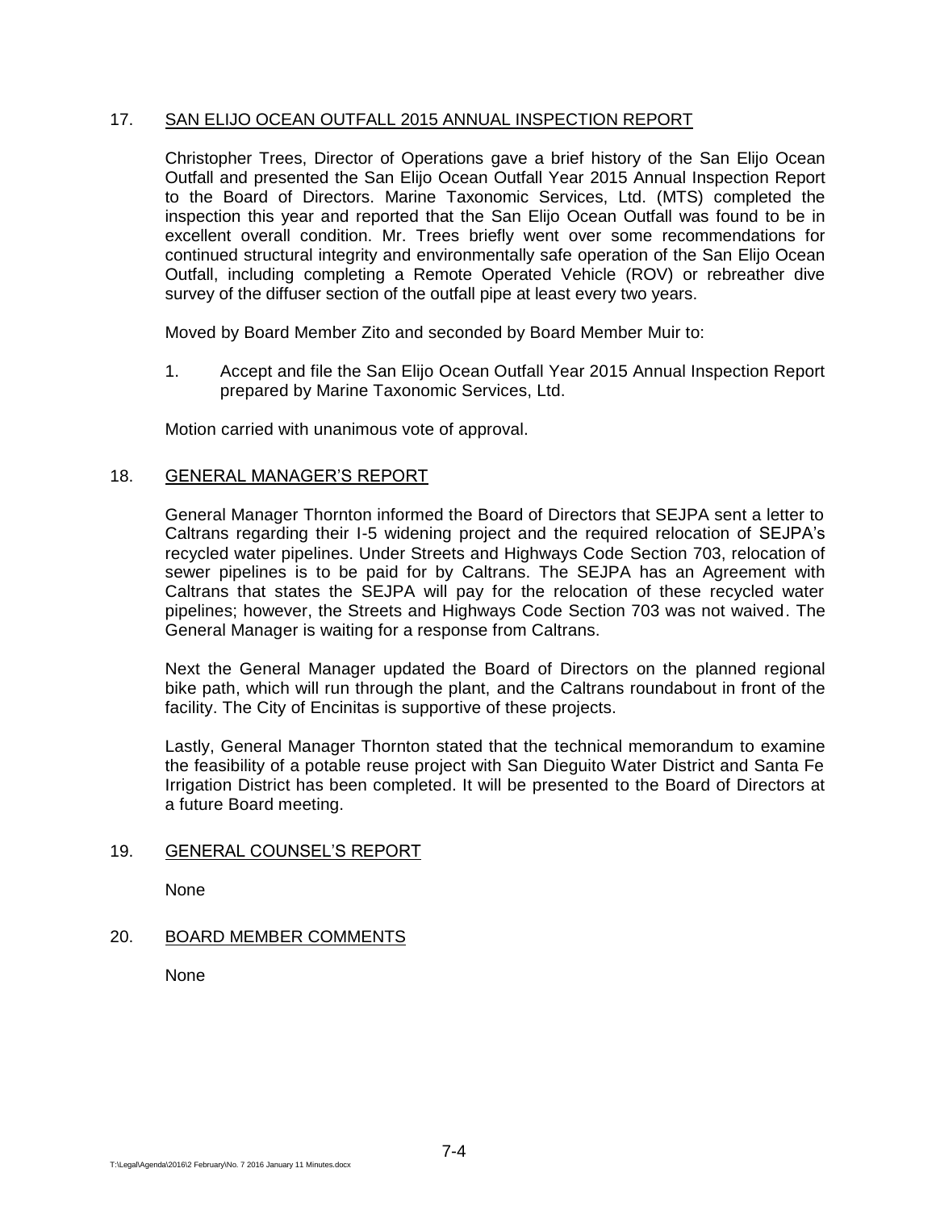17. <u>SAN ELIJO OCEAN OUTFALL 2015 ANNUAL INSPECTION REPORT</u>

Christopher Trees, Director of Operations gave a brief history of the San Elijo Ocean Outfall and presented the San Elijo Ocean Outfall Year 2015 Annual Inspection Report to the Board of Directors. Marine Taxonomic Services, Ltd. (MTS) completed the inspection this year and reported that the San Elijo Ocean Outfall was found to be in excellent overall condition. Mr. Trees briefly went over some recommendations for continued structural integrity and environmentally safe operation of the San Elijo Ocean Outfall, including completing a Remote Operated Vehicle (ROV) or rebreather dive survey of the diffuser section of the outfall pipe at least every two years.

Moved by Board Member Zito and seconded by Board Member Muir to:

1. Accept and file the San Elijo Ocean Outfall Year 2015 Annual Inspection Report prepared by Marine Taxonomic Services, Ltd.

Motion carried with unanimous vote of approval.

18. <u>GENERAL MANAGER'S REPORT</u>

General Manager Thornton informed the Board of Directors that SEJPA sent a letter to Caltrans regarding their I-5 widening project and the required relocation of SEJPA's recycled water pipelines. Under Streets and Highways Code Section 703, relocation of sewer pipelines is to be paid for by Caltrans. The SEJPA has an Agreement with Caltrans that states the SEJPA will pay for the relocation of these recycled water pipelines; however, the Streets and Highways Code Section 703 was not waived. The General Manager is waiting for a response from Caltrans.

Next the General Manager updated the Board of Directors on the planned regional bike path, which will run through the plant, and the Caltrans roundabout in front of the facility. The City of Encinitas is supportive of these projects.

Lastly, General Manager Thornton stated that the technical memorandum to examine the feasibility of a potable reuse project with San Dieguito Water District and Santa Fe Irrigation District has been completed. It will be presented to the Board of Directors at a future Board meeting.

19. <u>GENERAL COUNSEL'S REPORT</u>

None

20. <u>BOARD MEMBER COMMENTS</u>

None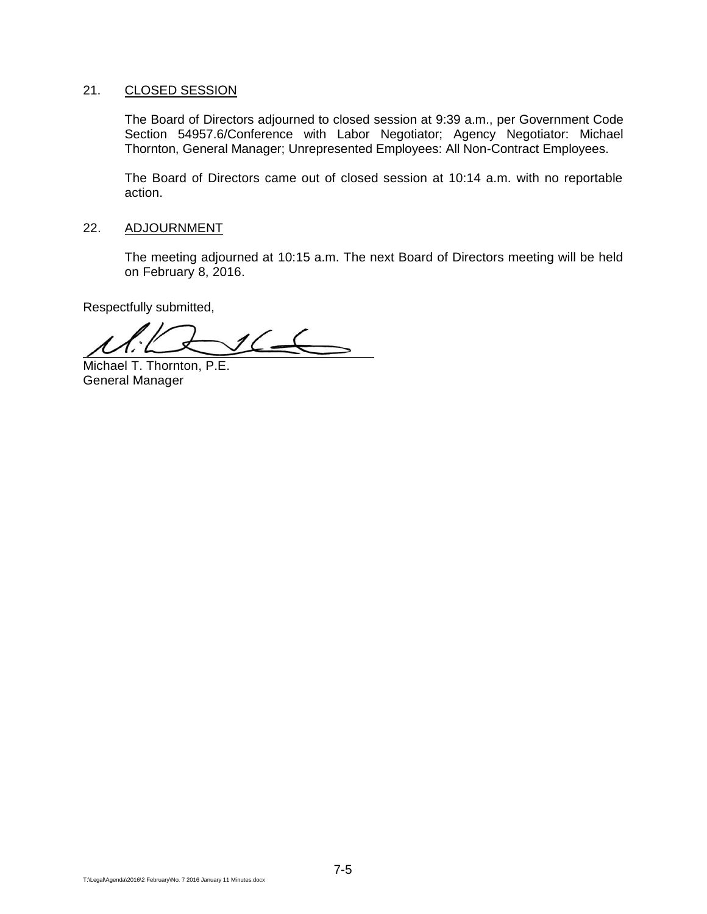21. <u>CLOSED SESSION</u>

    The Board of Directors adjourned to closed session at 9:39 a.m., per Government Code Section 54957.6/Conference with Labor Negotiator; Agency Negotiator: Michael Thornton, General Manager; Unrepresented Employees: All Non-Contract Employees.

    The Board of Directors came out of closed session at 10:14 a.m. with no reportable action.

22. <u>ADJOURNMENT</u>

    The meeting adjourned at 10:15 a.m. The next Board of Directors meeting will be held on February 8, 2016.

Respectfully submitted,

Michael T. Thornton, P.E.
General Manager

T:\Legal\Agenda\2016\2 February\No. 7 2016 January 11 Minutes.docx